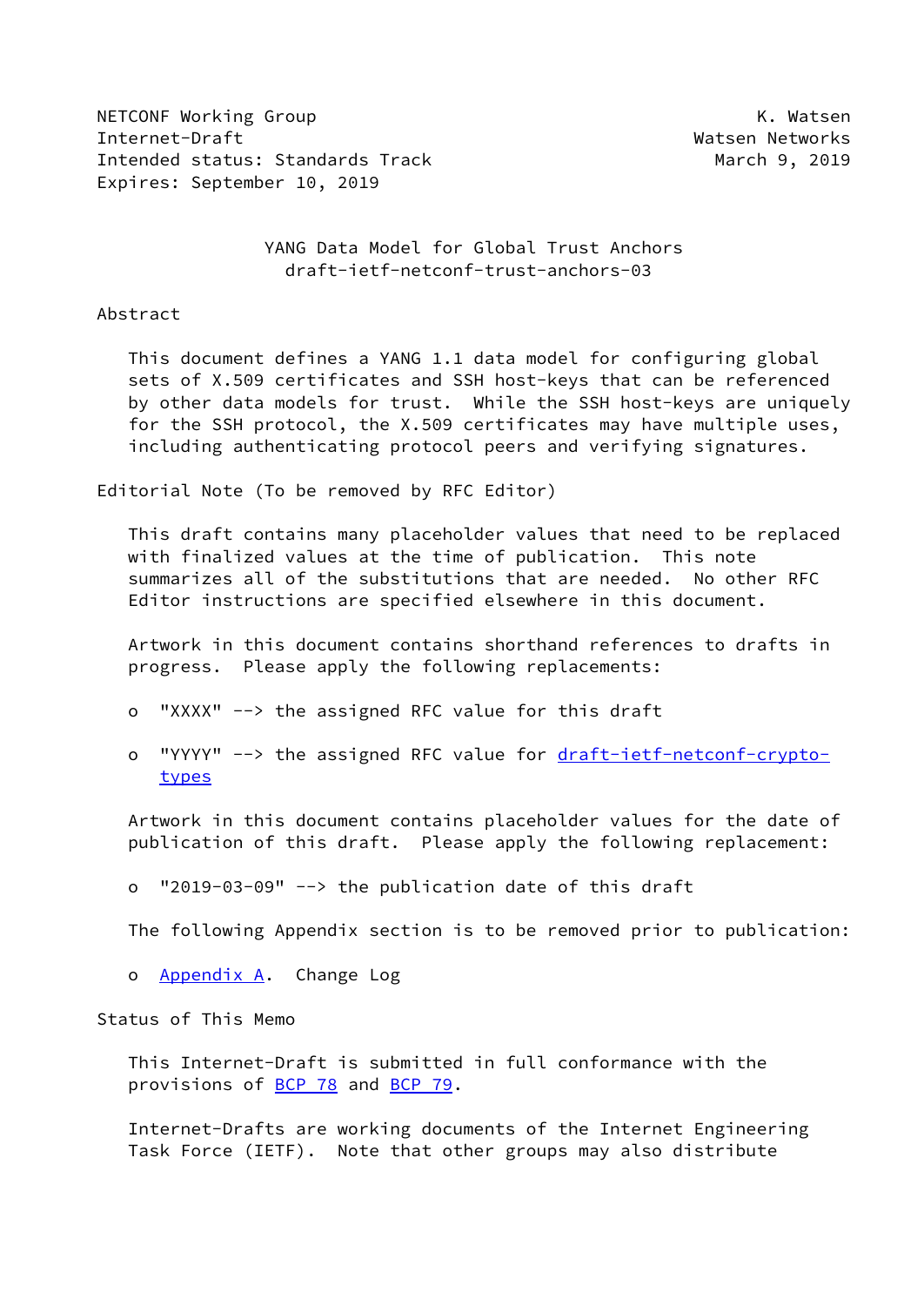NETCONF Working Group K. Watsen
Internet-Draft Watsen Networks
Intended status: Standards Track March 9, 2019
Expires: September 10, 2019

# YANG Data Model for Global Trust Anchors
## draft-ietf-netconf-trust-anchors-03

## Abstract

This document defines a YANG 1.1 data model for configuring global sets of X.509 certificates and SSH host-keys that can be referenced by other data models for trust. While the SSH host-keys are uniquely for the SSH protocol, the X.509 certificates may have multiple uses, including authenticating protocol peers and verifying signatures.

## Editorial Note (To be removed by RFC Editor)

This draft contains many placeholder values that need to be replaced with finalized values at the time of publication. This note summarizes all of the substitutions that are needed. No other RFC Editor instructions are specified elsewhere in this document.

Artwork in this document contains shorthand references to drafts in progress. Please apply the following replacements:

- "XXXX" --> the assigned RFC value for this draft
- "YYYY" --> the assigned RFC value for draft-ietf-netconf-crypto-types

Artwork in this document contains placeholder values for the date of publication of this draft. Please apply the following replacement:

- "2019-03-09" --> the publication date of this draft

The following Appendix section is to be removed prior to publication:

- Appendix A. Change Log

## Status of This Memo

This Internet-Draft is submitted in full conformance with the provisions of BCP 78 and BCP 79.

Internet-Drafts are working documents of the Internet Engineering Task Force (IETF). Note that other groups may also distribute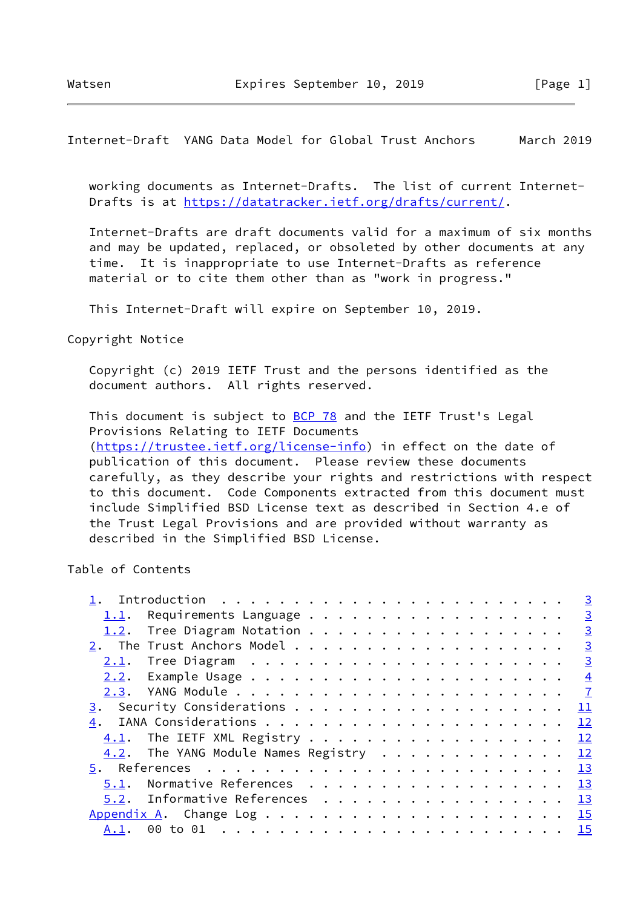working documents as Internet-Drafts. The list of current Internet-Drafts is at https://datatracker.ietf.org/drafts/current/.

Internet-Drafts are draft documents valid for a maximum of six months and may be updated, replaced, or obsoleted by other documents at any time. It is inappropriate to use Internet-Drafts as reference material or to cite them other than as "work in progress."

This Internet-Draft will expire on September 10, 2019.

Copyright Notice

Copyright (c) 2019 IETF Trust and the persons identified as the document authors. All rights reserved.

This document is subject to BCP 78 and the IETF Trust's Legal Provisions Relating to IETF Documents (https://trustee.ietf.org/license-info) in effect on the date of publication of this document. Please review these documents carefully, as they describe your rights and restrictions with respect to this document. Code Components extracted from this document must include Simplified BSD License text as described in Section 4.e of the Trust Legal Provisions and are provided without warranty as described in the Simplified BSD License.

Table of Contents

```
   1.  Introduction . . . . . . . . . . . . . . . . . . . . . . . .   3
     1.1.  Requirements Language . . . . . . . . . . . . . . . . . .   3
     1.2.  Tree Diagram Notation . . . . . . . . . . . . . . . . . .   3
   2.  The Trust Anchors Model . . . . . . . . . . . . . . . . . . .   3
     2.1.  Tree Diagram  . . . . . . . . . . . . . . . . . . . . . .   3
     2.2.  Example Usage . . . . . . . . . . . . . . . . . . . . . .   4
     2.3.  YANG Module . . . . . . . . . . . . . . . . . . . . . . .   7
   3.  Security Considerations . . . . . . . . . . . . . . . . . . .  11
   4.  IANA Considerations . . . . . . . . . . . . . . . . . . . . .  12
     4.1.  The IETF XML Registry . . . . . . . . . . . . . . . . . .  12
     4.2.  The YANG Module Names Registry  . . . . . . . . . . . . .  12
   5.  References  . . . . . . . . . . . . . . . . . . . . . . . . .  13
     5.1.  Normative References  . . . . . . . . . . . . . . . . . .  13
     5.2.  Informative References  . . . . . . . . . . . . . . . . .  13
   Appendix A.  Change Log . . . . . . . . . . . . . . . . . . . . .  15
     A.1.  00 to 01  . . . . . . . . . . . . . . . . . . . . . . . .  15
```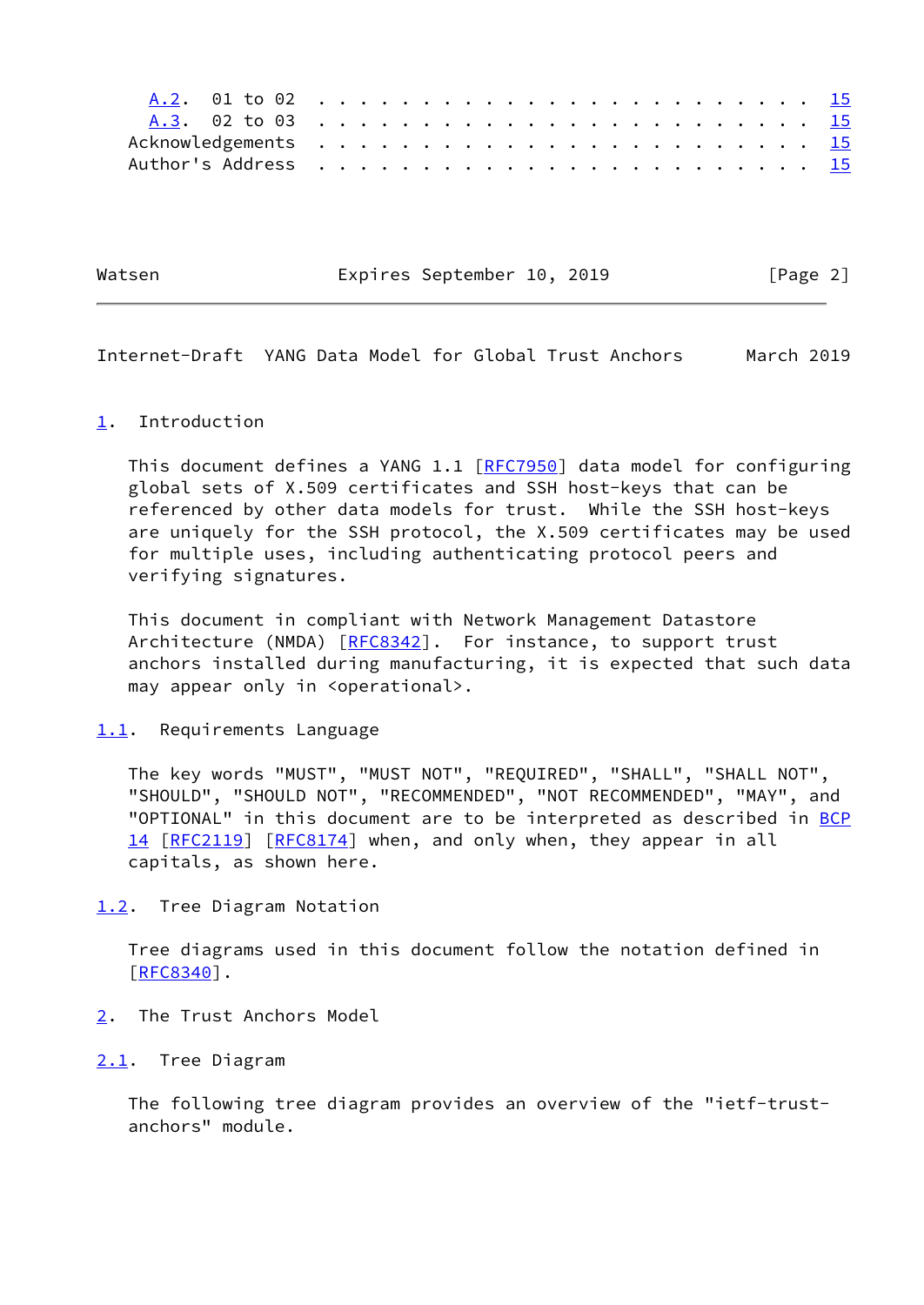A.2. 01 to 02 . . . . . . . . . . . . . . . . . . . . . . . . 15
A.3. 02 to 03 . . . . . . . . . . . . . . . . . . . . . . . . 15
Acknowledgements . . . . . . . . . . . . . . . . . . . . . . . . 15
Author's Address . . . . . . . . . . . . . . . . . . . . . . . . 15

# 1. Introduction

This document defines a YANG 1.1 [RFC7950] data model for configuring global sets of X.509 certificates and SSH host-keys that can be referenced by other data models for trust. While the SSH host-keys are uniquely for the SSH protocol, the X.509 certificates may be used for multiple uses, including authenticating protocol peers and verifying signatures.

This document in compliant with Network Management Datastore Architecture (NMDA) [RFC8342]. For instance, to support trust anchors installed during manufacturing, it is expected that such data may appear only in <operational>.

## 1.1. Requirements Language

The key words "MUST", "MUST NOT", "REQUIRED", "SHALL", "SHALL NOT", "SHOULD", "SHOULD NOT", "RECOMMENDED", "NOT RECOMMENDED", "MAY", and "OPTIONAL" in this document are to be interpreted as described in BCP 14 [RFC2119] [RFC8174] when, and only when, they appear in all capitals, as shown here.

## 1.2. Tree Diagram Notation

Tree diagrams used in this document follow the notation defined in [RFC8340].

# 2. The Trust Anchors Model

## 2.1. Tree Diagram

The following tree diagram provides an overview of the "ietf-trust-anchors" module.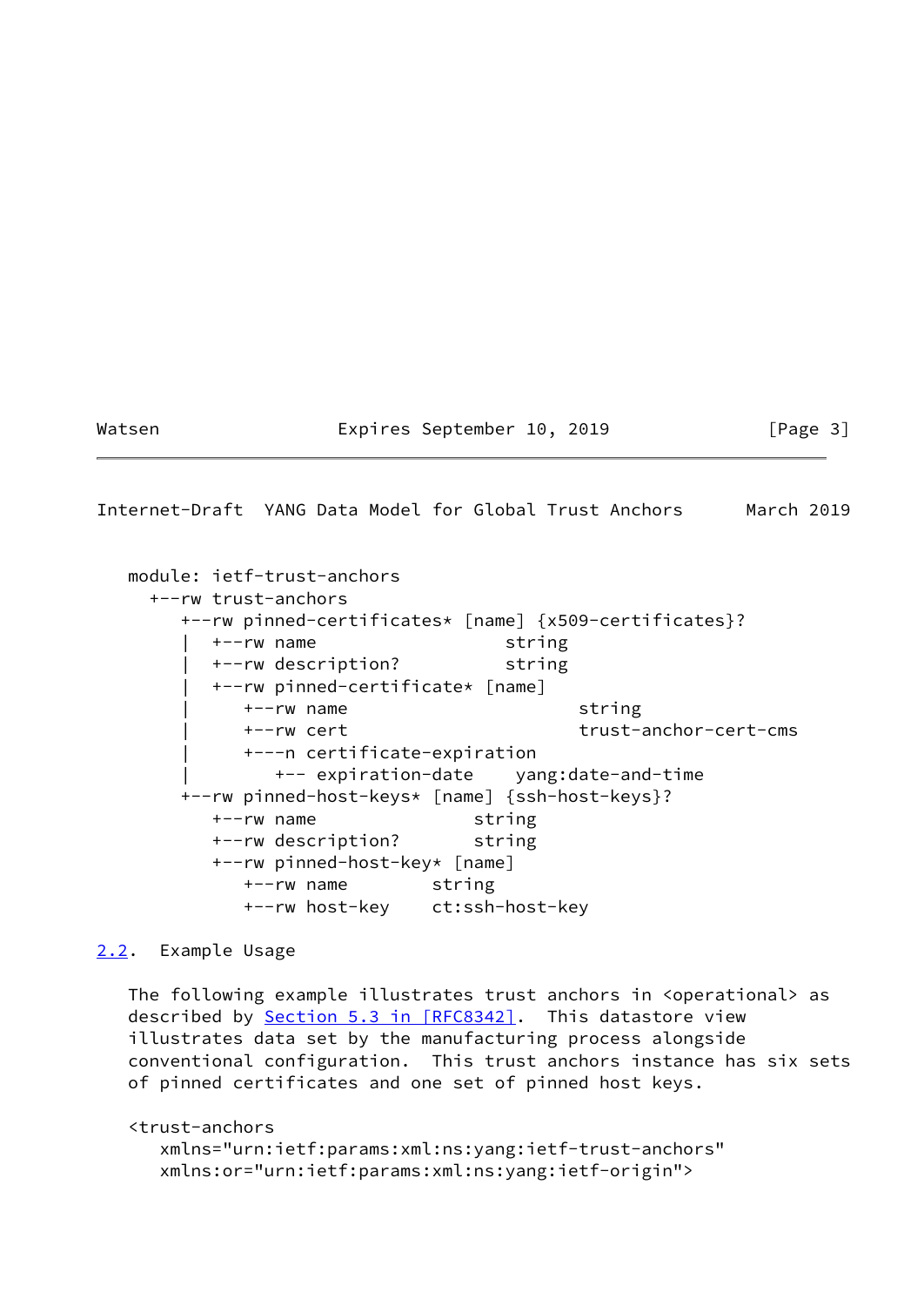```
module: ietf-trust-anchors
  +--rw trust-anchors
     +--rw pinned-certificates* [name] {x509-certificates}?
     |  +--rw name                  string
     |  +--rw description?          string
     |  +--rw pinned-certificate* [name]
     |     +--rw name                      string
     |     +--rw cert                      trust-anchor-cert-cms
     |     +---n certificate-expiration
     |        +-- expiration-date    yang:date-and-time
     +--rw pinned-host-keys* [name] {ssh-host-keys}?
        +--rw name                 string
        +--rw description?         string
        +--rw pinned-host-key* [name]
           +--rw name        string
           +--rw host-key    ct:ssh-host-key
```

## 2.2. Example Usage

The following example illustrates trust anchors in <operational> as described by Section 5.3 in [RFC8342]. This datastore view illustrates data set by the manufacturing process alongside conventional configuration. This trust anchors instance has six sets of pinned certificates and one set of pinned host keys.

```
<trust-anchors
   xmlns="urn:ietf:params:xml:ns:yang:ietf-trust-anchors"
   xmlns:or="urn:ietf:params:xml:ns:yang:ietf-origin">
```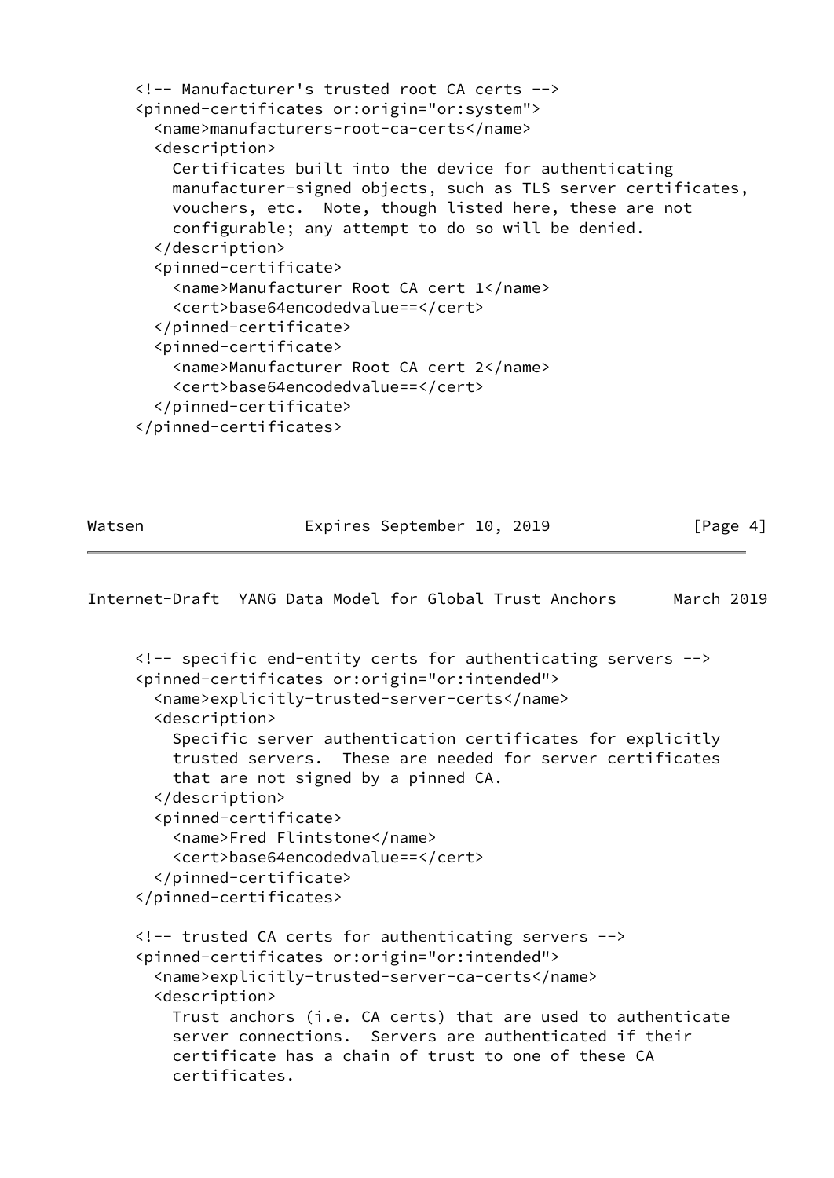```
<!-- Manufacturer's trusted root CA certs -->
<pinned-certificates or:origin="or:system">
  <name>manufacturers-root-ca-certs</name>
  <description>
    Certificates built into the device for authenticating
    manufacturer-signed objects, such as TLS server certificates,
    vouchers, etc.  Note, though listed here, these are not
    configurable; any attempt to do so will be denied.
  </description>
  <pinned-certificate>
    <name>Manufacturer Root CA cert 1</name>
    <cert>base64encodedvalue==</cert>
  </pinned-certificate>
  <pinned-certificate>
    <name>Manufacturer Root CA cert 2</name>
    <cert>base64encodedvalue==</cert>
  </pinned-certificate>
</pinned-certificates>
```

```
<!-- specific end-entity certs for authenticating servers -->
<pinned-certificates or:origin="or:intended">
  <name>explicitly-trusted-server-certs</name>
  <description>
    Specific server authentication certificates for explicitly
    trusted servers.  These are needed for server certificates
    that are not signed by a pinned CA.
  </description>
  <pinned-certificate>
    <name>Fred Flintstone</name>
    <cert>base64encodedvalue==</cert>
  </pinned-certificate>
</pinned-certificates>

<!-- trusted CA certs for authenticating servers -->
<pinned-certificates or:origin="or:intended">
  <name>explicitly-trusted-server-ca-certs</name>
  <description>
    Trust anchors (i.e. CA certs) that are used to authenticate
    server connections.  Servers are authenticated if their
    certificate has a chain of trust to one of these CA
    certificates.
```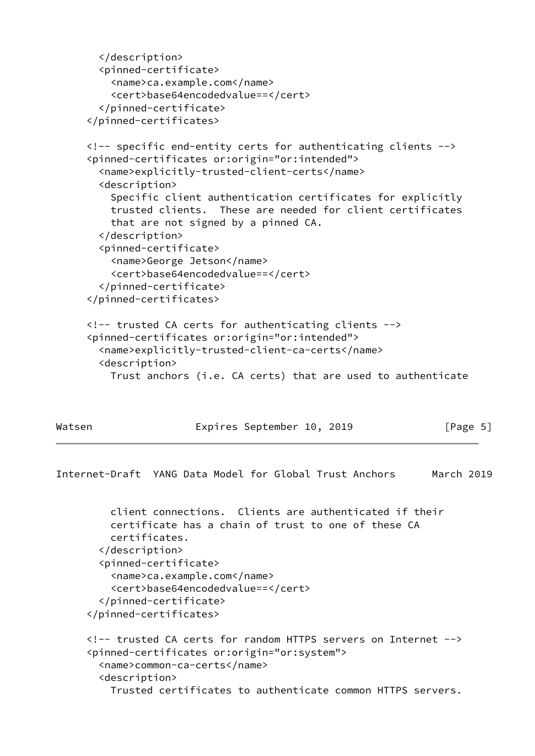```
        </description>
        <pinned-certificate>
          <name>ca.example.com</name>
          <cert>base64encodedvalue==</cert>
        </pinned-certificate>
      </pinned-certificates>

      <!-- specific end-entity certs for authenticating clients -->
      <pinned-certificates or:origin="or:intended">
        <name>explicitly-trusted-client-certs</name>
        <description>
          Specific client authentication certificates for explicitly
          trusted clients.  These are needed for client certificates
          that are not signed by a pinned CA.
        </description>
        <pinned-certificate>
          <name>George Jetson</name>
          <cert>base64encodedvalue==</cert>
        </pinned-certificate>
      </pinned-certificates>

      <!-- trusted CA certs for authenticating clients -->
      <pinned-certificates or:origin="or:intended">
        <name>explicitly-trusted-client-ca-certs</name>
        <description>
          Trust anchors (i.e. CA certs) that are used to authenticate
          client connections.  Clients are authenticated if their
          certificate has a chain of trust to one of these CA
          certificates.
        </description>
        <pinned-certificate>
          <name>ca.example.com</name>
          <cert>base64encodedvalue==</cert>
        </pinned-certificate>
      </pinned-certificates>

      <!-- trusted CA certs for random HTTPS servers on Internet -->
      <pinned-certificates or:origin="or:system">
        <name>common-ca-certs</name>
        <description>
          Trusted certificates to authenticate common HTTPS servers.
```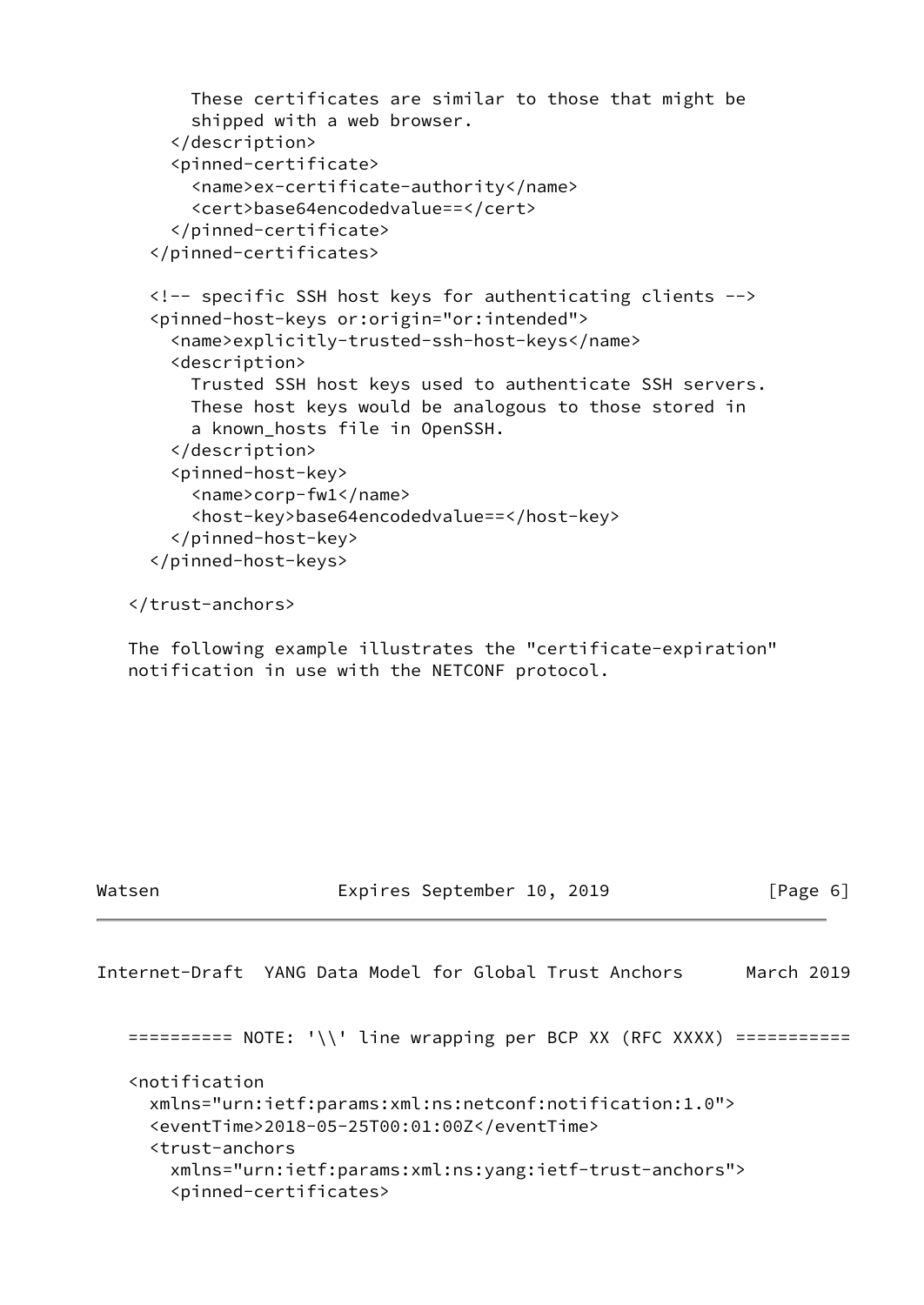```
        These certificates are similar to those that might be
        shipped with a web browser.
      </description>
      <pinned-certificate>
        <name>ex-certificate-authority</name>
        <cert>base64encodedvalue==</cert>
      </pinned-certificate>
    </pinned-certificates>

    <!-- specific SSH host keys for authenticating clients -->
    <pinned-host-keys or:origin="or:intended">
      <name>explicitly-trusted-ssh-host-keys</name>
      <description>
        Trusted SSH host keys used to authenticate SSH servers.
        These host keys would be analogous to those stored in
        a known_hosts file in OpenSSH.
      </description>
      <pinned-host-key>
        <name>corp-fw1</name>
        <host-key>base64encodedvalue==</host-key>
      </pinned-host-key>
    </pinned-host-keys>

  </trust-anchors>
```

The following example illustrates the "certificate-expiration" notification in use with the NETCONF protocol.

```
========== NOTE: '\\' line wrapping per BCP XX (RFC XXXX) ===========

<notification
  xmlns="urn:ietf:params:xml:ns:netconf:notification:1.0">
  <eventTime>2018-05-25T00:01:00Z</eventTime>
  <trust-anchors
    xmlns="urn:ietf:params:xml:ns:yang:ietf-trust-anchors">
    <pinned-certificates>
```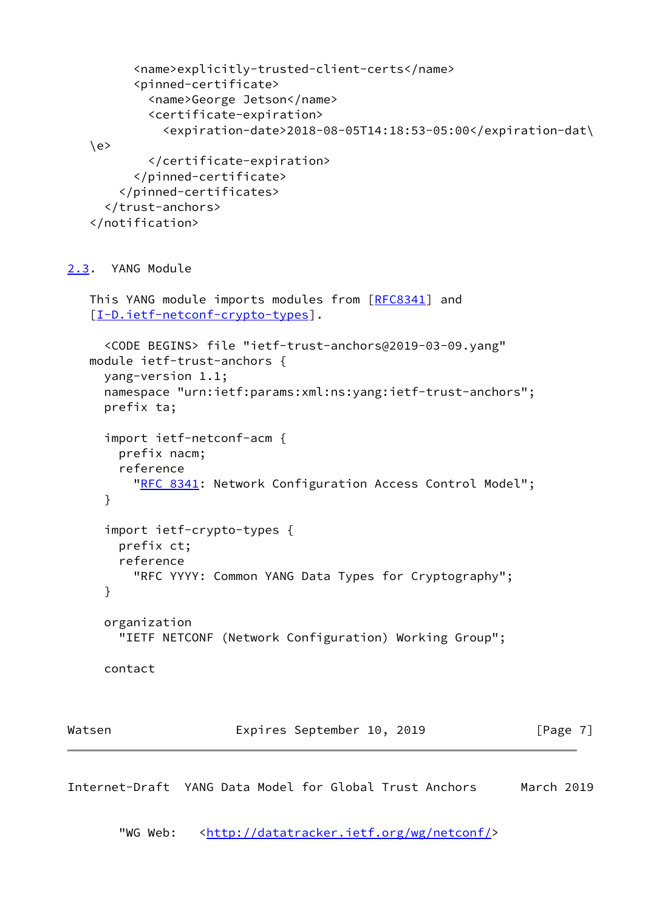```
        <name>explicitly-trusted-client-certs</name>
        <pinned-certificate>
          <name>George Jetson</name>
          <certificate-expiration>
            <expiration-date>2018-08-05T14:18:53-05:00</expiration-dat\
\e>
          </certificate-expiration>
        </pinned-certificate>
      </pinned-certificates>
    </trust-anchors>
  </notification>
```

## 2.3. YANG Module

This YANG module imports modules from [RFC8341] and [I-D.ietf-netconf-crypto-types].

```
  <CODE BEGINS> file "ietf-trust-anchors@2019-03-09.yang"
module ietf-trust-anchors {
  yang-version 1.1;
  namespace "urn:ietf:params:xml:ns:yang:ietf-trust-anchors";
  prefix ta;

  import ietf-netconf-acm {
    prefix nacm;
    reference
      "RFC 8341: Network Configuration Access Control Model";
  }

  import ietf-crypto-types {
    prefix ct;
    reference
      "RFC YYYY: Common YANG Data Types for Cryptography";
  }

  organization
    "IETF NETCONF (Network Configuration) Working Group";

  contact
    "WG Web:   <http://datatracker.ietf.org/wg/netconf/>
```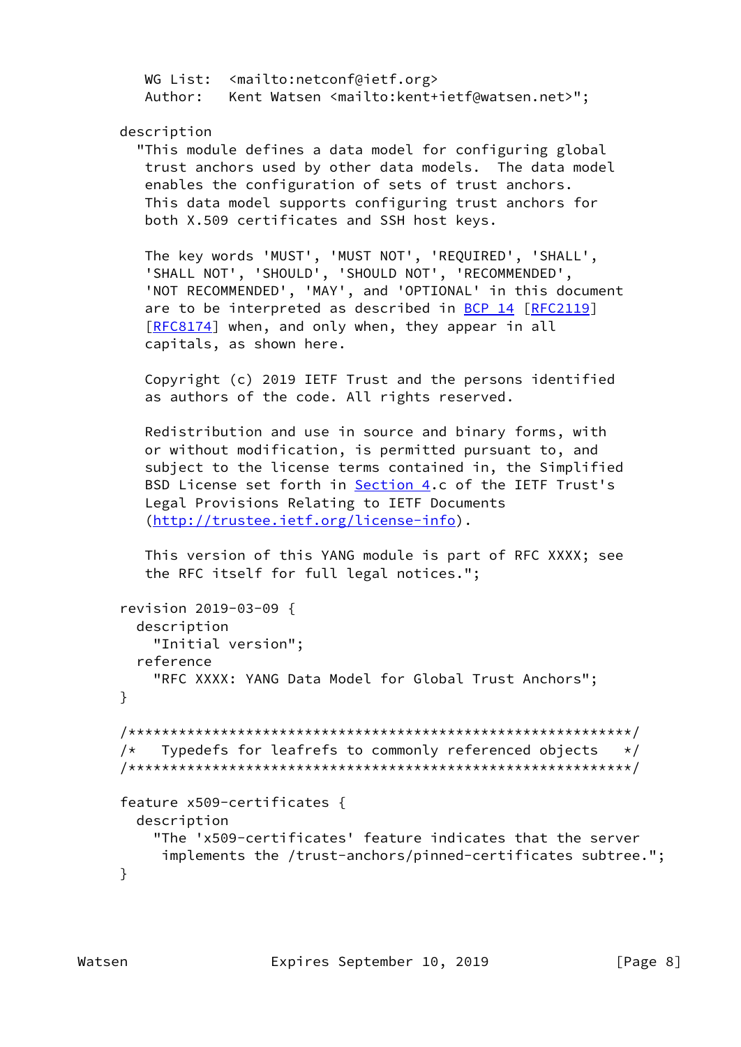```
        WG List:  <mailto:netconf@ietf.org>
        Author:   Kent Watsen <mailto:kent+ietf@watsen.net>";

     description
       "This module defines a data model for configuring global
        trust anchors used by other data models.  The data model
        enables the configuration of sets of trust anchors.
        This data model supports configuring trust anchors for
        both X.509 certificates and SSH host keys.

        The key words 'MUST', 'MUST NOT', 'REQUIRED', 'SHALL',
        'SHALL NOT', 'SHOULD', 'SHOULD NOT', 'RECOMMENDED',
        'NOT RECOMMENDED', 'MAY', and 'OPTIONAL' in this document
        are to be interpreted as described in BCP 14 [RFC2119]
        [RFC8174] when, and only when, they appear in all
        capitals, as shown here.

        Copyright (c) 2019 IETF Trust and the persons identified
        as authors of the code. All rights reserved.

        Redistribution and use in source and binary forms, with
        or without modification, is permitted pursuant to, and
        subject to the license terms contained in, the Simplified
        BSD License set forth in Section 4.c of the IETF Trust's
        Legal Provisions Relating to IETF Documents
        (http://trustee.ietf.org/license-info).

        This version of this YANG module is part of RFC XXXX; see
        the RFC itself for full legal notices.";

     revision 2019-03-09 {
       description
         "Initial version";
       reference
         "RFC XXXX: YANG Data Model for Global Trust Anchors";
     }

     /************************************************************/
     /*   Typedefs for leafrefs to commonly referenced objects   */
     /************************************************************/

     feature x509-certificates {
       description
         "The 'x509-certificates' feature indicates that the server
          implements the /trust-anchors/pinned-certificates subtree.";
     }
```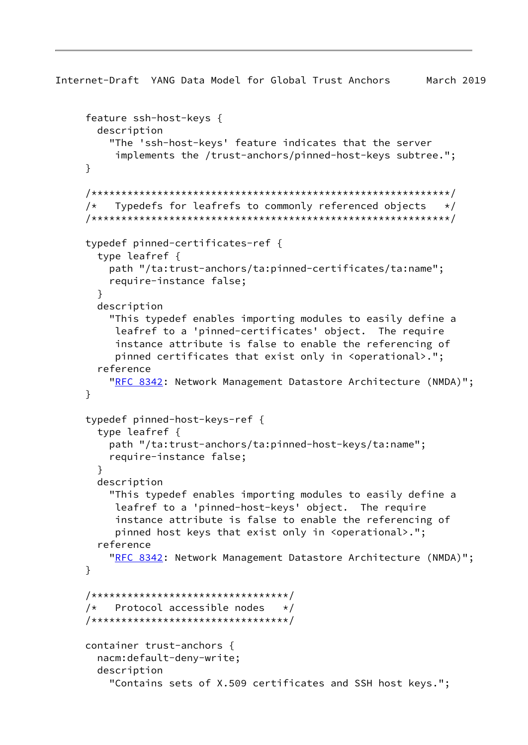```
     feature ssh-host-keys {
       description
         "The 'ssh-host-keys' feature indicates that the server
          implements the /trust-anchors/pinned-host-keys subtree.";
     }

     /************************************************************/
     /*   Typedefs for leafrefs to commonly referenced objects   */
     /************************************************************/

     typedef pinned-certificates-ref {
       type leafref {
         path "/ta:trust-anchors/ta:pinned-certificates/ta:name";
         require-instance false;
       }
       description
         "This typedef enables importing modules to easily define a
          leafref to a 'pinned-certificates' object.  The require
          instance attribute is false to enable the referencing of
          pinned certificates that exist only in <operational>.";
       reference
         "RFC 8342: Network Management Datastore Architecture (NMDA)";
     }

     typedef pinned-host-keys-ref {
       type leafref {
         path "/ta:trust-anchors/ta:pinned-host-keys/ta:name";
         require-instance false;
       }
       description
         "This typedef enables importing modules to easily define a
          leafref to a 'pinned-host-keys' object.  The require
          instance attribute is false to enable the referencing of
          pinned host keys that exist only in <operational>.";
       reference
         "RFC 8342: Network Management Datastore Architecture (NMDA)";
     }

     /*********************************/
     /*   Protocol accessible nodes   */
     /*********************************/

     container trust-anchors {
       nacm:default-deny-write;
       description
         "Contains sets of X.509 certificates and SSH host keys.";
```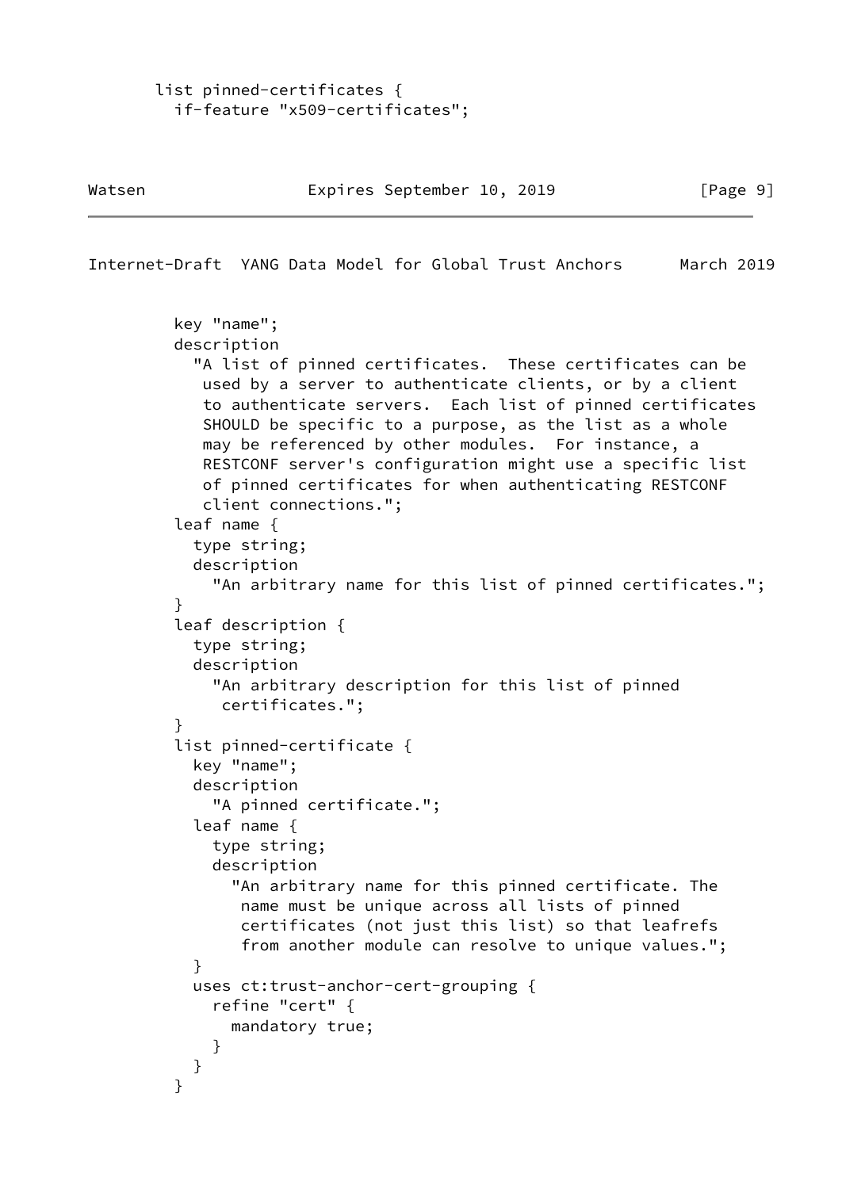```
       list pinned-certificates {
         if-feature "x509-certificates";
```

```
         key "name";
         description
           "A list of pinned certificates.  These certificates can be
            used by a server to authenticate clients, or by a client
            to authenticate servers.  Each list of pinned certificates
            SHOULD be specific to a purpose, as the list as a whole
            may be referenced by other modules.  For instance, a
            RESTCONF server's configuration might use a specific list
            of pinned certificates for when authenticating RESTCONF
            client connections.";
         leaf name {
           type string;
           description
             "An arbitrary name for this list of pinned certificates.";
         }
         leaf description {
           type string;
           description
             "An arbitrary description for this list of pinned
              certificates.";
         }
         list pinned-certificate {
           key "name";
           description
             "A pinned certificate.";
           leaf name {
             type string;
             description
               "An arbitrary name for this pinned certificate. The
                name must be unique across all lists of pinned
                certificates (not just this list) so that leafrefs
                from another module can resolve to unique values.";
           }
           uses ct:trust-anchor-cert-grouping {
             refine "cert" {
               mandatory true;
             }
           }
         }
```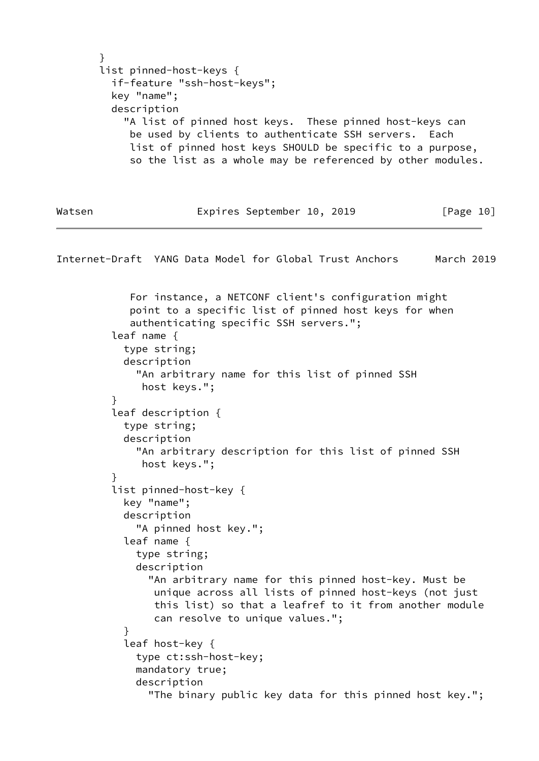```
       }
       list pinned-host-keys {
         if-feature "ssh-host-keys";
         key "name";
         description
           "A list of pinned host keys.  These pinned host-keys can
            be used by clients to authenticate SSH servers.  Each
            list of pinned host keys SHOULD be specific to a purpose,
            so the list as a whole may be referenced by other modules.
            For instance, a NETCONF client's configuration might
            point to a specific list of pinned host keys for when
            authenticating specific SSH servers.";
         leaf name {
           type string;
           description
             "An arbitrary name for this list of pinned SSH
              host keys.";
         }
         leaf description {
           type string;
           description
             "An arbitrary description for this list of pinned SSH
              host keys.";
         }
         list pinned-host-key {
           key "name";
           description
             "A pinned host key.";
           leaf name {
             type string;
             description
               "An arbitrary name for this pinned host-key. Must be
                unique across all lists of pinned host-keys (not just
                this list) so that a leafref to it from another module
                can resolve to unique values.";
           }
           leaf host-key {
             type ct:ssh-host-key;
             mandatory true;
             description
               "The binary public key data for this pinned host key.";
```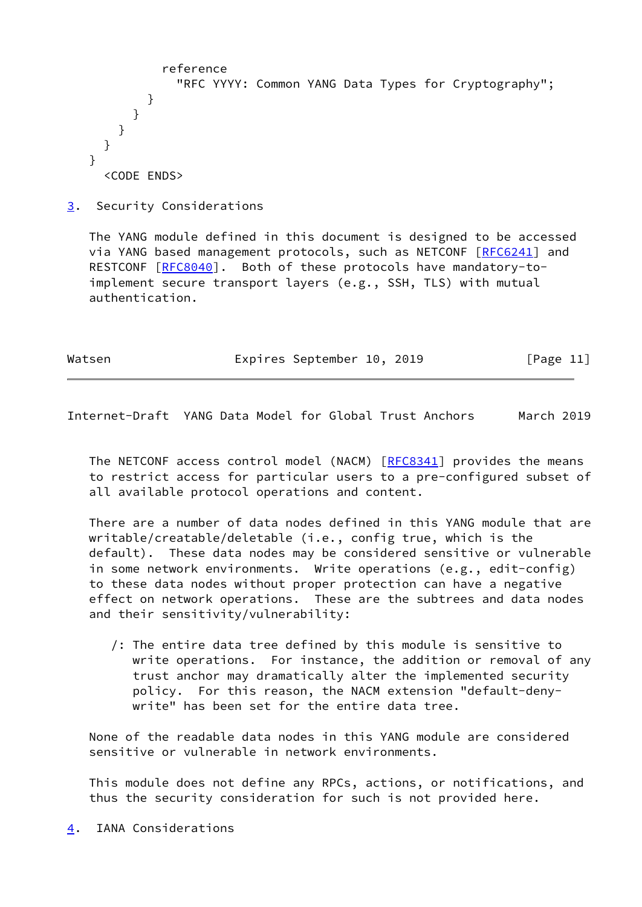```
            reference
              "RFC YYYY: Common YANG Data Types for Cryptography";
          }
        }
      }
    }
  }
    <CODE ENDS>
```

## 3. Security Considerations

The YANG module defined in this document is designed to be accessed via YANG based management protocols, such as NETCONF [RFC6241] and RESTCONF [RFC8040]. Both of these protocols have mandatory-to-implement secure transport layers (e.g., SSH, TLS) with mutual authentication.

The NETCONF access control model (NACM) [RFC8341] provides the means to restrict access for particular users to a pre-configured subset of all available protocol operations and content.

There are a number of data nodes defined in this YANG module that are writable/creatable/deletable (i.e., config true, which is the default). These data nodes may be considered sensitive or vulnerable in some network environments. Write operations (e.g., edit-config) to these data nodes without proper protection can have a negative effect on network operations. These are the subtrees and data nodes and their sensitivity/vulnerability:

/: The entire data tree defined by this module is sensitive to write operations. For instance, the addition or removal of any trust anchor may dramatically alter the implemented security policy. For this reason, the NACM extension "default-deny-write" has been set for the entire data tree.

None of the readable data nodes in this YANG module are considered sensitive or vulnerable in network environments.

This module does not define any RPCs, actions, or notifications, and thus the security consideration for such is not provided here.

## 4. IANA Considerations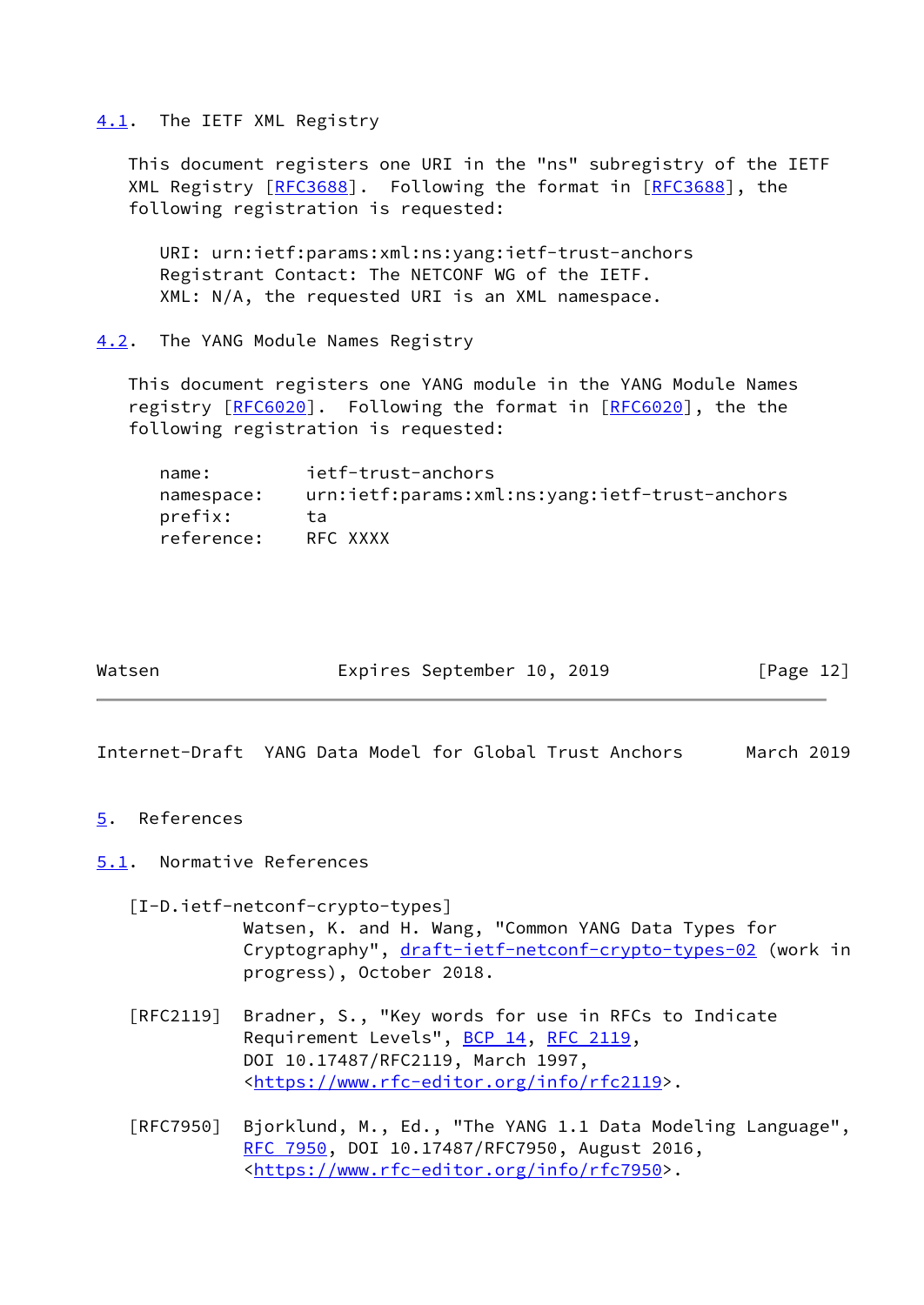### 4.1. The IETF XML Registry

This document registers one URI in the "ns" subregistry of the IETF XML Registry [RFC3688]. Following the format in [RFC3688], the following registration is requested:

```
URI: urn:ietf:params:xml:ns:yang:ietf-trust-anchors
Registrant Contact: The NETCONF WG of the IETF.
XML: N/A, the requested URI is an XML namespace.
```

### 4.2. The YANG Module Names Registry

This document registers one YANG module in the YANG Module Names registry [RFC6020]. Following the format in [RFC6020], the the following registration is requested:

```
name:         ietf-trust-anchors
namespace:    urn:ietf:params:xml:ns:yang:ietf-trust-anchors
prefix:       ta
reference:    RFC XXXX
```

## 5. References

### 5.1. Normative References

[I-D.ietf-netconf-crypto-types]
Watsen, K. and H. Wang, "Common YANG Data Types for Cryptography", draft-ietf-netconf-crypto-types-02 (work in progress), October 2018.

[RFC2119] Bradner, S., "Key words for use in RFCs to Indicate Requirement Levels", BCP 14, RFC 2119, DOI 10.17487/RFC2119, March 1997, <https://www.rfc-editor.org/info/rfc2119>.

[RFC7950] Bjorklund, M., Ed., "The YANG 1.1 Data Modeling Language", RFC 7950, DOI 10.17487/RFC7950, August 2016, <https://www.rfc-editor.org/info/rfc7950>.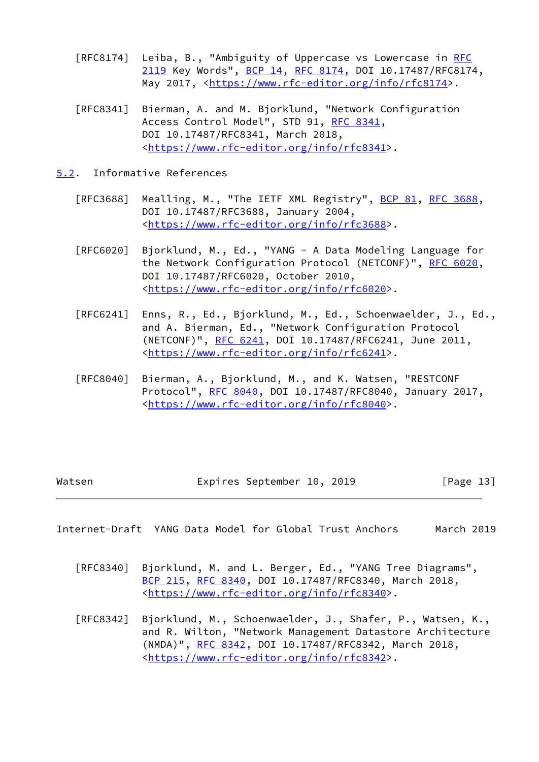[RFC8174] Leiba, B., "Ambiguity of Uppercase vs Lowercase in RFC 2119 Key Words", BCP 14, RFC 8174, DOI 10.17487/RFC8174, May 2017, <https://www.rfc-editor.org/info/rfc8174>.

[RFC8341] Bierman, A. and M. Bjorklund, "Network Configuration Access Control Model", STD 91, RFC 8341, DOI 10.17487/RFC8341, March 2018, <https://www.rfc-editor.org/info/rfc8341>.

## 5.2. Informative References

[RFC3688] Mealling, M., "The IETF XML Registry", BCP 81, RFC 3688, DOI 10.17487/RFC3688, January 2004, <https://www.rfc-editor.org/info/rfc3688>.

[RFC6020] Bjorklund, M., Ed., "YANG - A Data Modeling Language for the Network Configuration Protocol (NETCONF)", RFC 6020, DOI 10.17487/RFC6020, October 2010, <https://www.rfc-editor.org/info/rfc6020>.

[RFC6241] Enns, R., Ed., Bjorklund, M., Ed., Schoenwaelder, J., Ed., and A. Bierman, Ed., "Network Configuration Protocol (NETCONF)", RFC 6241, DOI 10.17487/RFC6241, June 2011, <https://www.rfc-editor.org/info/rfc6241>.

[RFC8040] Bierman, A., Bjorklund, M., and K. Watsen, "RESTCONF Protocol", RFC 8040, DOI 10.17487/RFC8040, January 2017, <https://www.rfc-editor.org/info/rfc8040>.

[RFC8340] Bjorklund, M. and L. Berger, Ed., "YANG Tree Diagrams", BCP 215, RFC 8340, DOI 10.17487/RFC8340, March 2018, <https://www.rfc-editor.org/info/rfc8340>.

[RFC8342] Bjorklund, M., Schoenwaelder, J., Shafer, P., Watsen, K., and R. Wilton, "Network Management Datastore Architecture (NMDA)", RFC 8342, DOI 10.17487/RFC8342, March 2018, <https://www.rfc-editor.org/info/rfc8342>.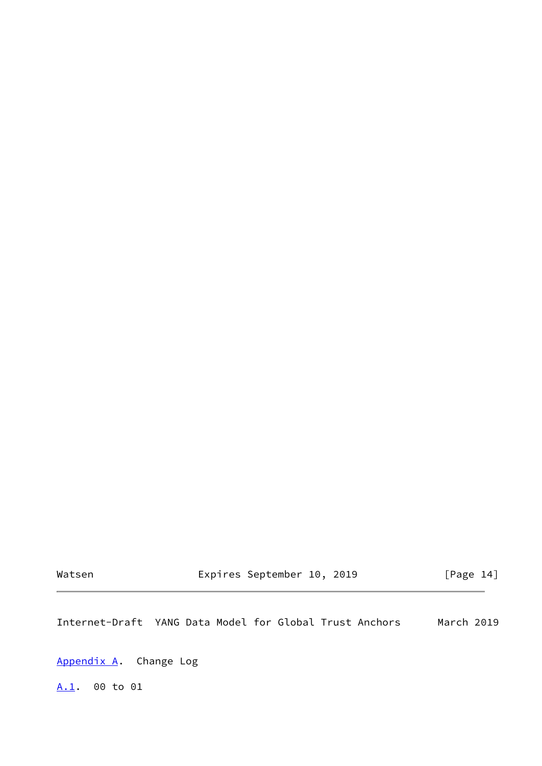# Appendix A. Change Log

## A.1. 00 to 01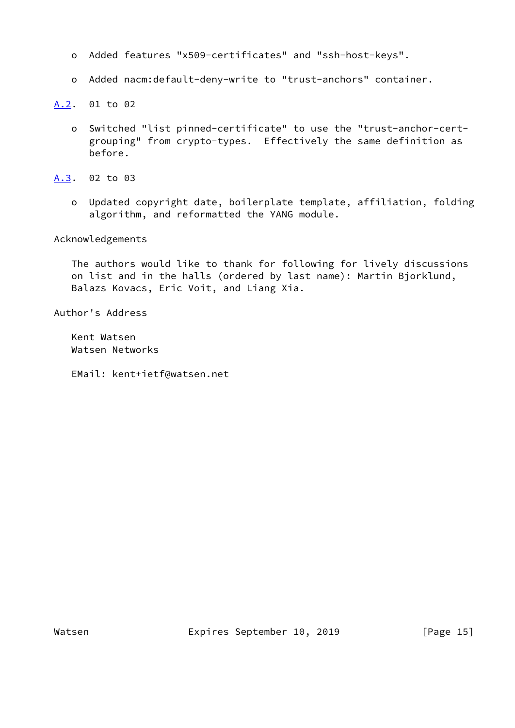- Added features "x509-certificates" and "ssh-host-keys".
- Added nacm:default-deny-write to "trust-anchors" container.

### A.2. 01 to 02

- Switched "list pinned-certificate" to use the "trust-anchor-cert-grouping" from crypto-types. Effectively the same definition as before.

### A.3. 02 to 03

- Updated copyright date, boilerplate template, affiliation, folding algorithm, and reformatted the YANG module.

## Acknowledgements

The authors would like to thank for following for lively discussions on list and in the halls (ordered by last name): Martin Bjorklund, Balazs Kovacs, Eric Voit, and Liang Xia.

## Author's Address

Kent Watsen
Watsen Networks

EMail: kent+ietf@watsen.net